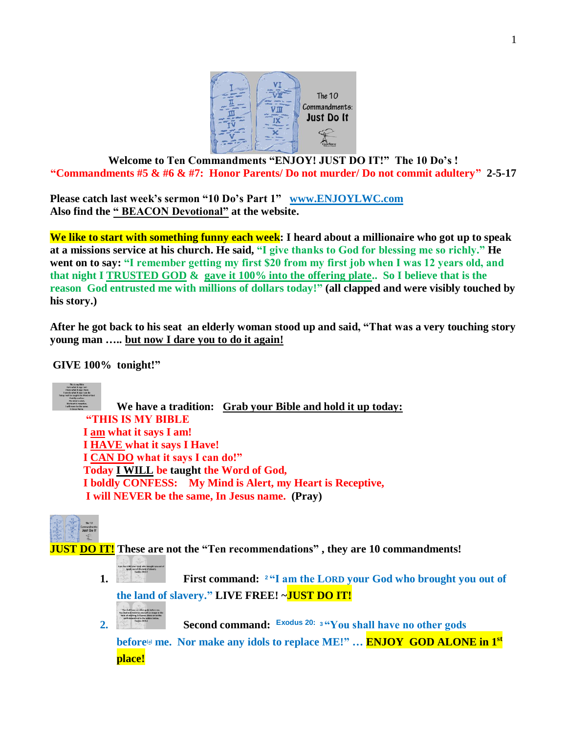**Welcome to Ten Commandments "ENJOY! JUST DO IT!" The 10 Do's !**

**"Commandments #5 & #6 & #7: Honor Parents/ Do not murder/ Do not commit adultery" 2-5-17**

**Please catch last week's sermon "10 Do's Part 1" www.ENJOYLWC.com**
**Also find the " BEACON Devotional" at the website.**

**We like to start with something funny each week: I heard about a millionaire who got up to speak at a missions service at his church. He said, "I give thanks to God for blessing me so richly." He went on to say: "I remember getting my first $20 from my first job when I was 12 years old, and that night I TRUSTED GOD & gave it 100% into the offering plate.. So I believe that is the reason God entrusted me with millions of dollars today!" (all clapped and were visibly touched by his story.)**

**After he got back to his seat an elderly woman stood up and said, "That was a very touching story young man ….. but now I dare you to do it again!**

**GIVE 100% tonight!"**

**We have a tradition: Grab your Bible and hold it up today:**

**"THIS IS MY BIBLE**
**I am what it says I am!**
**I HAVE what it says I Have!**
**I CAN DO what it says I can do!"**
**Today I WILL be taught the Word of God,**
**I boldly CONFESS: My Mind is Alert, my Heart is Receptive,**
**I will NEVER be the same, In Jesus name. (Pray)**

**JUST DO IT! These are not the "Ten recommendations" , they are 10 commandments!**

1. **First command: [2] "I am the LORD your God who brought you out of the land of slavery." LIVE FREE! ~JUST DO IT!**
2. **Second command: Exodus 20: [3] "You shall have no other gods before[a] me. Nor make any idols to replace ME!" … ENJOY GOD ALONE in 1st place!**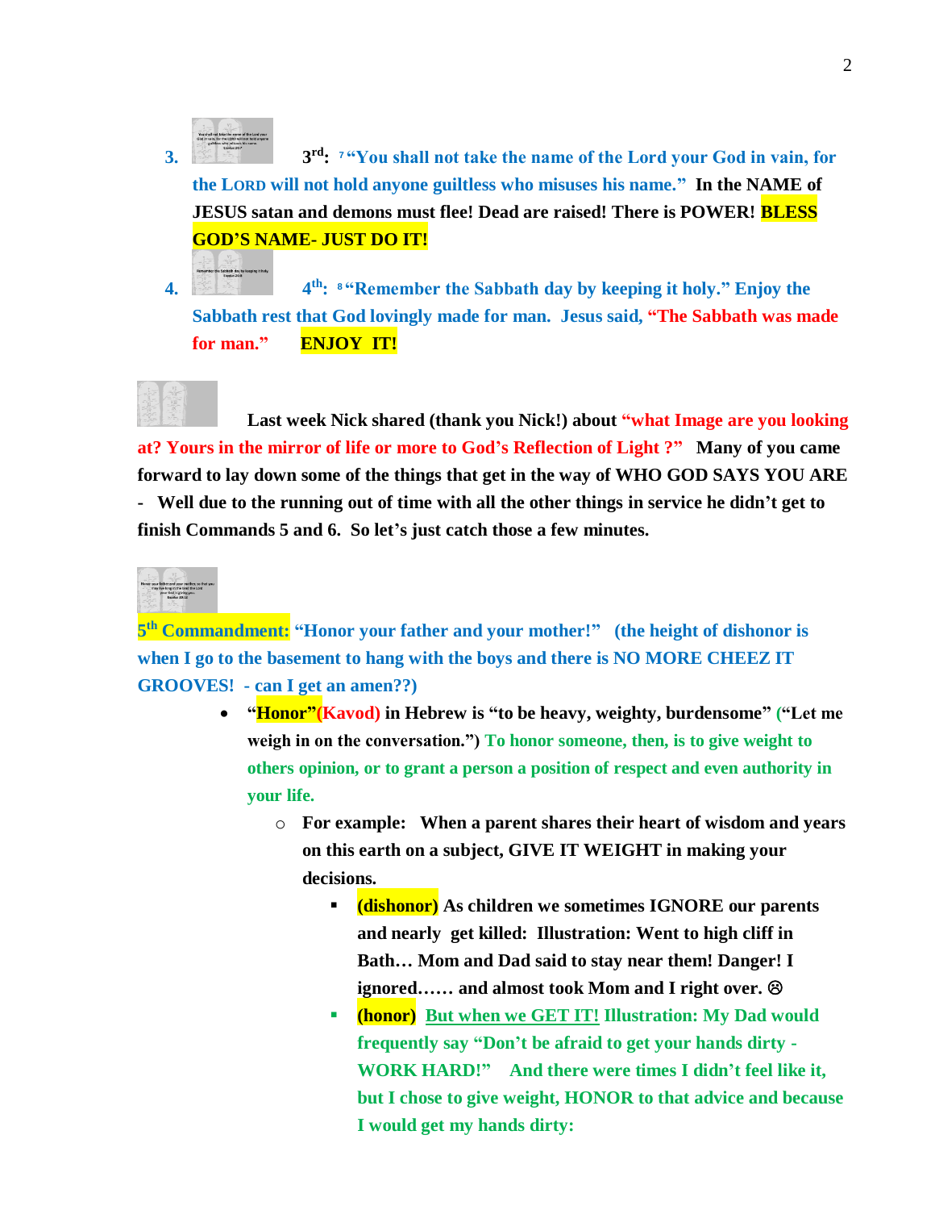3. **3rd: 7 "You shall not take the name of the Lord your God in vain, for the LORD will not hold anyone guiltless who misuses his name." In the NAME of JESUS satan and demons must flee! Dead are raised! There is POWER! BLESS GOD'S NAME- JUST DO IT!**

4. **4th: 8 "Remember the Sabbath day by keeping it holy." Enjoy the Sabbath rest that God lovingly made for man. Jesus said, "The Sabbath was made for man." ENJOY IT!**

**Last week Nick shared (thank you Nick!) about "what Image are you looking at? Yours in the mirror of life or more to God's Reflection of Light ?" Many of you came forward to lay down some of the things that get in the way of WHO GOD SAYS YOU ARE - Well due to the running out of time with all the other things in service he didn't get to finish Commands 5 and 6. So let's just catch those a few minutes.**

**5th Commandment: "Honor your father and your mother!" (the height of dishonor is when I go to the basement to hang with the boys and there is NO MORE CHEEZ IT GROOVES! - can I get an amen??)**

- **"Honor"(Kavod) in Hebrew is "to be heavy, weighty, burdensome" ("Let me weigh in on the conversation.") To honor someone, then, is to give weight to others opinion, or to grant a person a position of respect and even authority in your life.**
  - **For example: When a parent shares their heart of wisdom and years on this earth on a subject, GIVE IT WEIGHT in making your decisions.**
    - **(dishonor) As children we sometimes IGNORE our parents and nearly get killed: Illustration: Went to high cliff in Bath… Mom and Dad said to stay near them! Danger! I ignored…… and almost took Mom and I right over. ☹**
    - **(honor) <u>But when we GET IT!</u> Illustration: My Dad would frequently say "Don't be afraid to get your hands dirty - WORK HARD!" And there were times I didn't feel like it, but I chose to give weight, HONOR to that advice and because I would get my hands dirty:**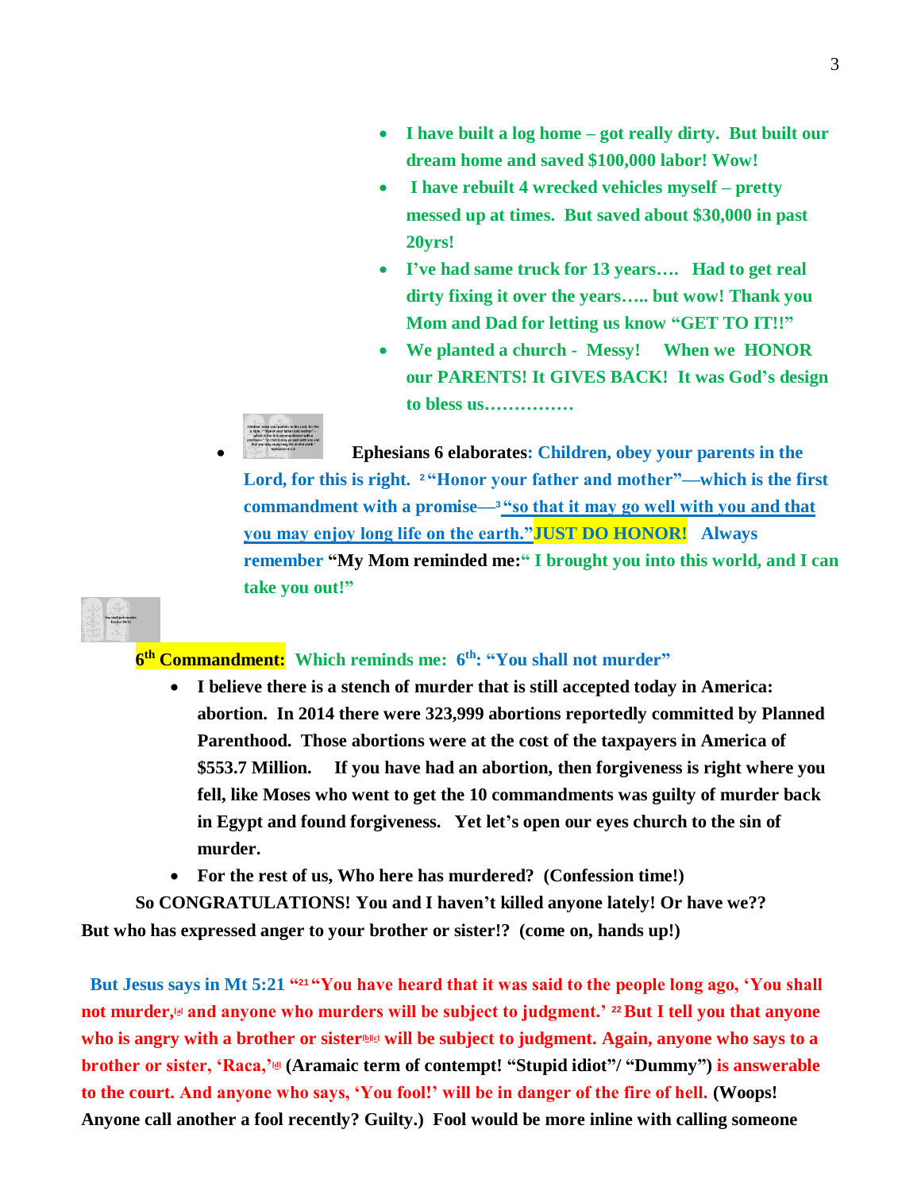- **I have built a log home – got really dirty. But built our dream home and saved $100,000 labor! Wow!**
- **I have rebuilt 4 wrecked vehicles myself – pretty messed up at times. But saved about $30,000 in past 20yrs!**
- **I've had same truck for 13 years…. Had to get real dirty fixing it over the years….. but wow! Thank you Mom and Dad for letting us know "GET TO IT!!"**
- **We planted a church - Messy! When we HONOR our PARENTS! It GIVES BACK! It was God's design to bless us……………**

- **Ephesians 6 elaborates: Children, obey your parents in the Lord, for this is right. [2] "Honor your father and mother"—which is the first commandment with a promise—[3] "so that it may go well with you and that you may enjoy long life on the earth." JUST DO HONOR! Always remember "My Mom reminded me:" I brought you into this world, and I can take you out!"**

**6th Commandment: Which reminds me: 6th: "You shall not murder"**

- **I believe there is a stench of murder that is still accepted today in America: abortion. In 2014 there were 323,999 abortions reportedly committed by Planned Parenthood. Those abortions were at the cost of the taxpayers in America of $553.7 Million. If you have had an abortion, then forgiveness is right where you fell, like Moses who went to get the 10 commandments was guilty of murder back in Egypt and found forgiveness. Yet let's open our eyes church to the sin of murder.**
- **For the rest of us, Who here has murdered? (Confession time!)**

**So CONGRATULATIONS! You and I haven't killed anyone lately! Or have we?? But who has expressed anger to your brother or sister!? (come on, hands up!)**

**But Jesus says in Mt 5:21 "[21] "You have heard that it was said to the people long ago, 'You shall not murder,[a] and anyone who murders will be subject to judgment.' [22] But I tell you that anyone who is angry with a brother or sister[b][c] will be subject to judgment. Again, anyone who says to a brother or sister, 'Raca,'[d] (Aramaic term of contempt! "Stupid idiot"/ "Dummy") is answerable to the court. And anyone who says, 'You fool!' will be in danger of the fire of hell. (Woops! Anyone call another a fool recently? Guilty.) Fool would be more inline with calling someone**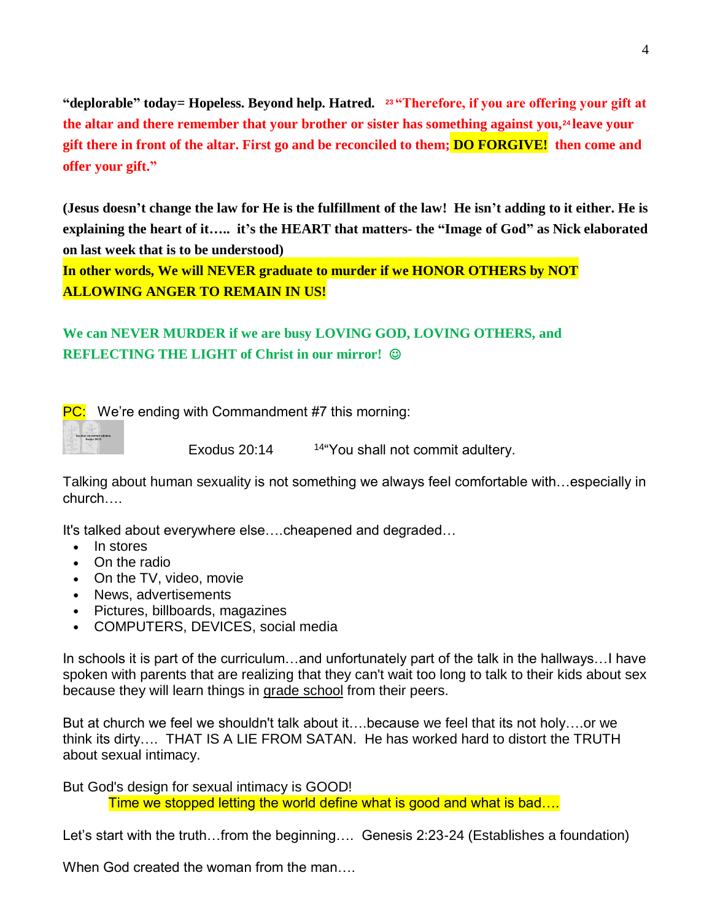**"deplorable" today= Hopeless. Beyond help. Hatred.** **[23] "Therefore, if you are offering your gift at the altar and there remember that your brother or sister has something against you, [24] leave your gift there in front of the altar. First go and be reconciled to them; DO FORGIVE! then come and offer your gift."**

**(Jesus doesn't change the law for He is the fulfillment of the law! He isn't adding to it either. He is explaining the heart of it….. it's the HEART that matters- the "Image of God" as Nick elaborated on last week that is to be understood)**
**In other words, We will NEVER graduate to murder if we HONOR OTHERS by NOT ALLOWING ANGER TO REMAIN IN US!**

**We can NEVER MURDER if we are busy LOVING GOD, LOVING OTHERS, and REFLECTING THE LIGHT of Christ in our mirror! ☺**

PC: We're ending with Commandment #7 this morning:

Exodus 20:14 [14]"You shall not commit adultery.

Talking about human sexuality is not something we always feel comfortable with…especially in church….

It's talked about everywhere else….cheapened and degraded…

- In stores
- On the radio
- On the TV, video, movie
- News, advertisements
- Pictures, billboards, magazines
- COMPUTERS, DEVICES, social media

In schools it is part of the curriculum…and unfortunately part of the talk in the hallways…I have spoken with parents that are realizing that they can't wait too long to talk to their kids about sex because they will learn things in grade school from their peers.

But at church we feel we shouldn't talk about it….because we feel that its not holy….or we think its dirty…. THAT IS A LIE FROM SATAN. He has worked hard to distort the TRUTH about sexual intimacy.

But God's design for sexual intimacy is GOOD!

Time we stopped letting the world define what is good and what is bad….

Let's start with the truth…from the beginning…. Genesis 2:23-24 (Establishes a foundation)

When God created the woman from the man….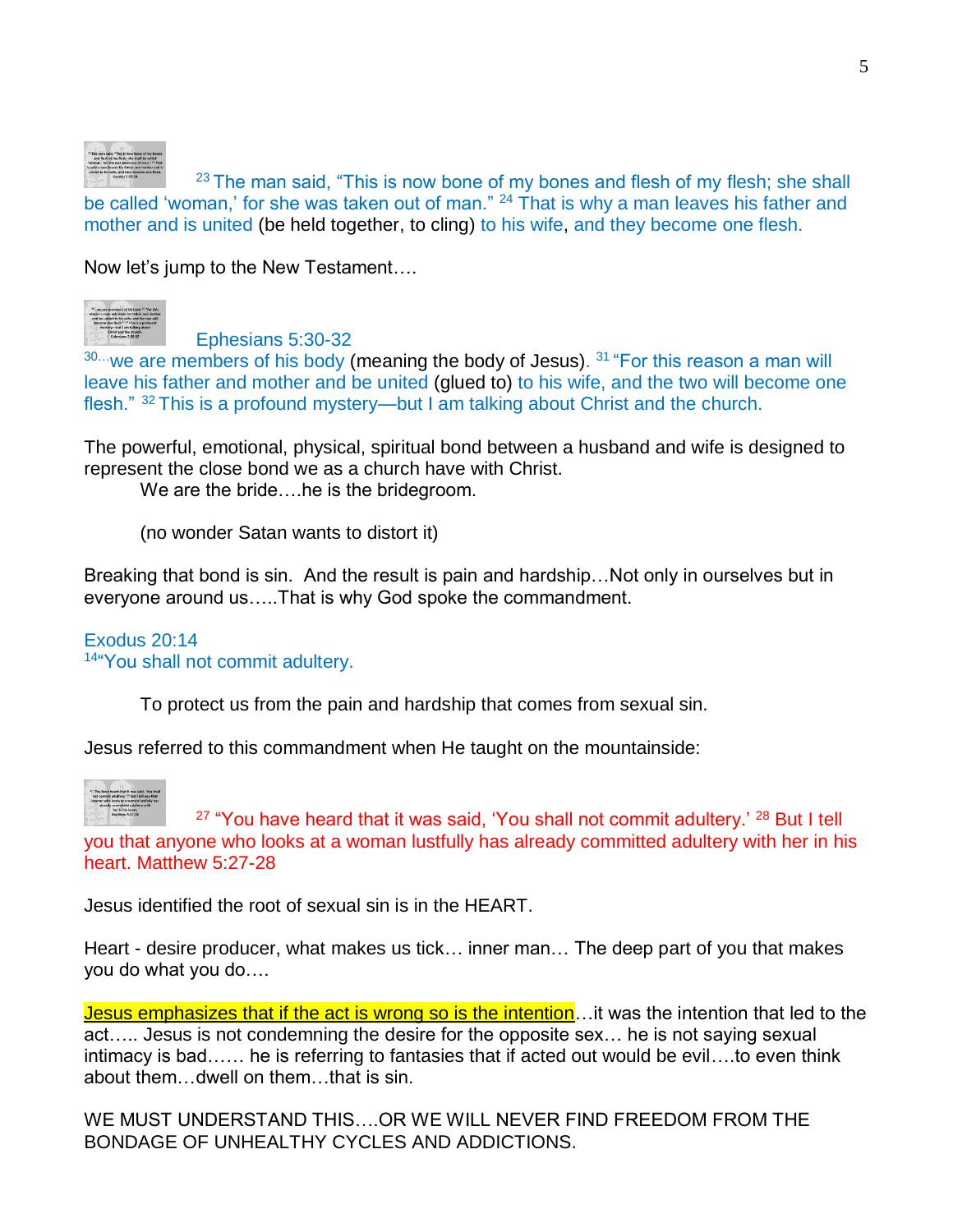[23] The man said, "This is now bone of my bones and flesh of my flesh; she shall be called 'woman,' for she was taken out of man." [24] That is why a man leaves his father and mother and is united (be held together, to cling) to his wife, and they become one flesh.

Now let's jump to the New Testament….

Ephesians 5:30-32

[30]…we are members of his body (meaning the body of Jesus). [31] "For this reason a man will leave his father and mother and be united (glued to) to his wife, and the two will become one flesh." [32] This is a profound mystery—but I am talking about Christ and the church.

The powerful, emotional, physical, spiritual bond between a husband and wife is designed to represent the close bond we as a church have with Christ.

We are the bride….he is the bridegroom.

(no wonder Satan wants to distort it)

Breaking that bond is sin. And the result is pain and hardship…Not only in ourselves but in everyone around us…..That is why God spoke the commandment.

Exodus 20:14

[14]"You shall not commit adultery.

To protect us from the pain and hardship that comes from sexual sin.

Jesus referred to this commandment when He taught on the mountainside:

[27] "You have heard that it was said, 'You shall not commit adultery.' [28] But I tell you that anyone who looks at a woman lustfully has already committed adultery with her in his heart. Matthew 5:27-28

Jesus identified the root of sexual sin is in the HEART.

Heart - desire producer, what makes us tick… inner man… The deep part of you that makes you do what you do….

Jesus emphasizes that if the act is wrong so is the intention…it was the intention that led to the act….. Jesus is not condemning the desire for the opposite sex… he is not saying sexual intimacy is bad…… he is referring to fantasies that if acted out would be evil….to even think about them…dwell on them…that is sin.

WE MUST UNDERSTAND THIS….OR WE WILL NEVER FIND FREEDOM FROM THE BONDAGE OF UNHEALTHY CYCLES AND ADDICTIONS.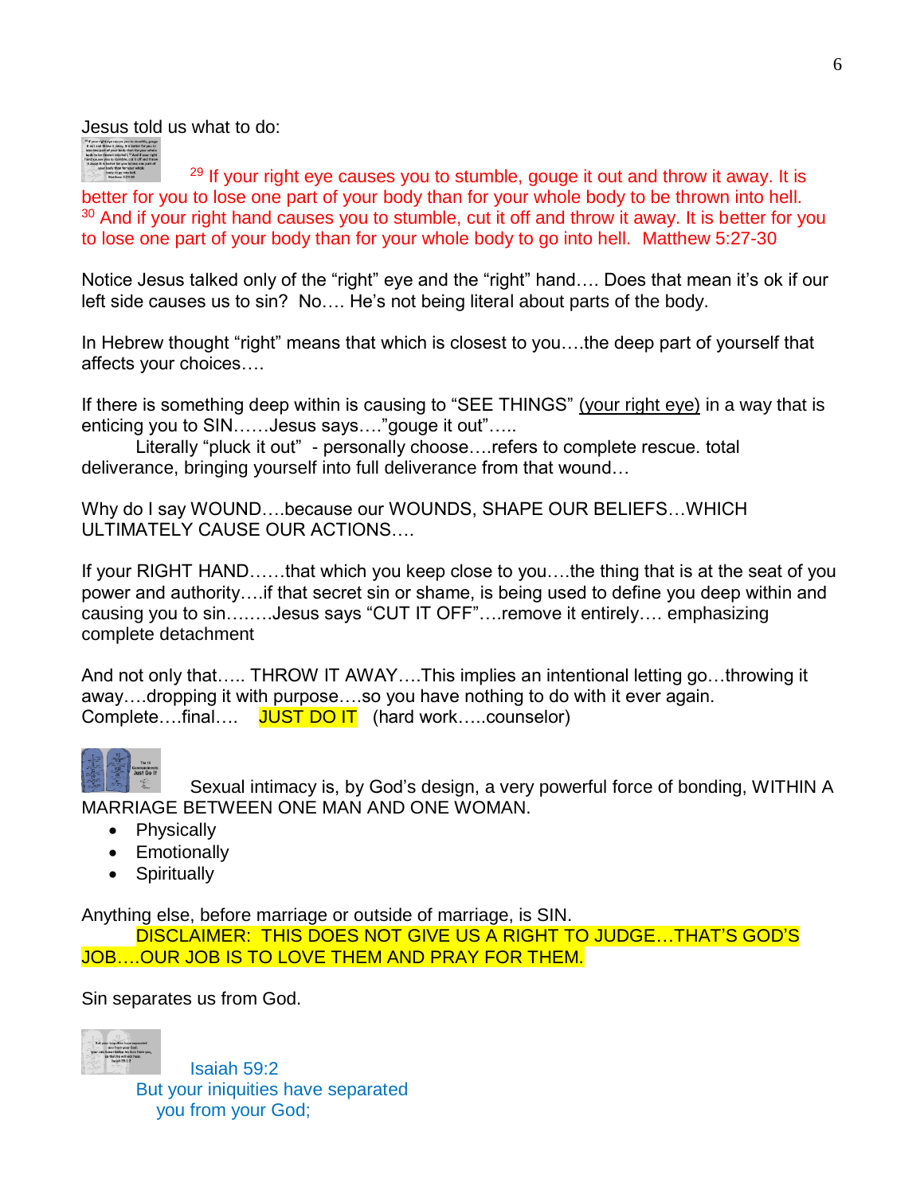Jesus told us what to do:

[29] If your right eye causes you to stumble, gouge it out and throw it away. It is better for you to lose one part of your body than for your whole body to be thrown into hell. [30] And if your right hand causes you to stumble, cut it off and throw it away. It is better for you to lose one part of your body than for your whole body to go into hell. Matthew 5:27-30

Notice Jesus talked only of the "right" eye and the "right" hand…. Does that mean it's ok if our left side causes us to sin? No…. He's not being literal about parts of the body.

In Hebrew thought "right" means that which is closest to you….the deep part of yourself that affects your choices….

If there is something deep within is causing to "SEE THINGS" (your right eye) in a way that is enticing you to SIN……Jesus says…."gouge it out"…..

Literally "pluck it out" - personally choose….refers to complete rescue. total deliverance, bringing yourself into full deliverance from that wound…

Why do I say WOUND….because our WOUNDS, SHAPE OUR BELIEFS…WHICH ULTIMATELY CAUSE OUR ACTIONS….

If your RIGHT HAND……that which you keep close to you….the thing that is at the seat of you power and authority….if that secret sin or shame, is being used to define you deep within and causing you to sin……..Jesus says "CUT IT OFF"….remove it entirely…. emphasizing complete detachment

And not only that….. THROW IT AWAY….This implies an intentional letting go…throwing it away….dropping it with purpose….so you have nothing to do with it ever again. Complete….final…. JUST DO IT (hard work…..counselor)

Sexual intimacy is, by God's design, a very powerful force of bonding, WITHIN A MARRIAGE BETWEEN ONE MAN AND ONE WOMAN.

- Physically
- Emotionally
- Spiritually

Anything else, before marriage or outside of marriage, is SIN.

DISCLAIMER: THIS DOES NOT GIVE US A RIGHT TO JUDGE…THAT'S GOD'S JOB….OUR JOB IS TO LOVE THEM AND PRAY FOR THEM.

Sin separates us from God.

Isaiah 59:2
But your iniquities have separated
you from your God;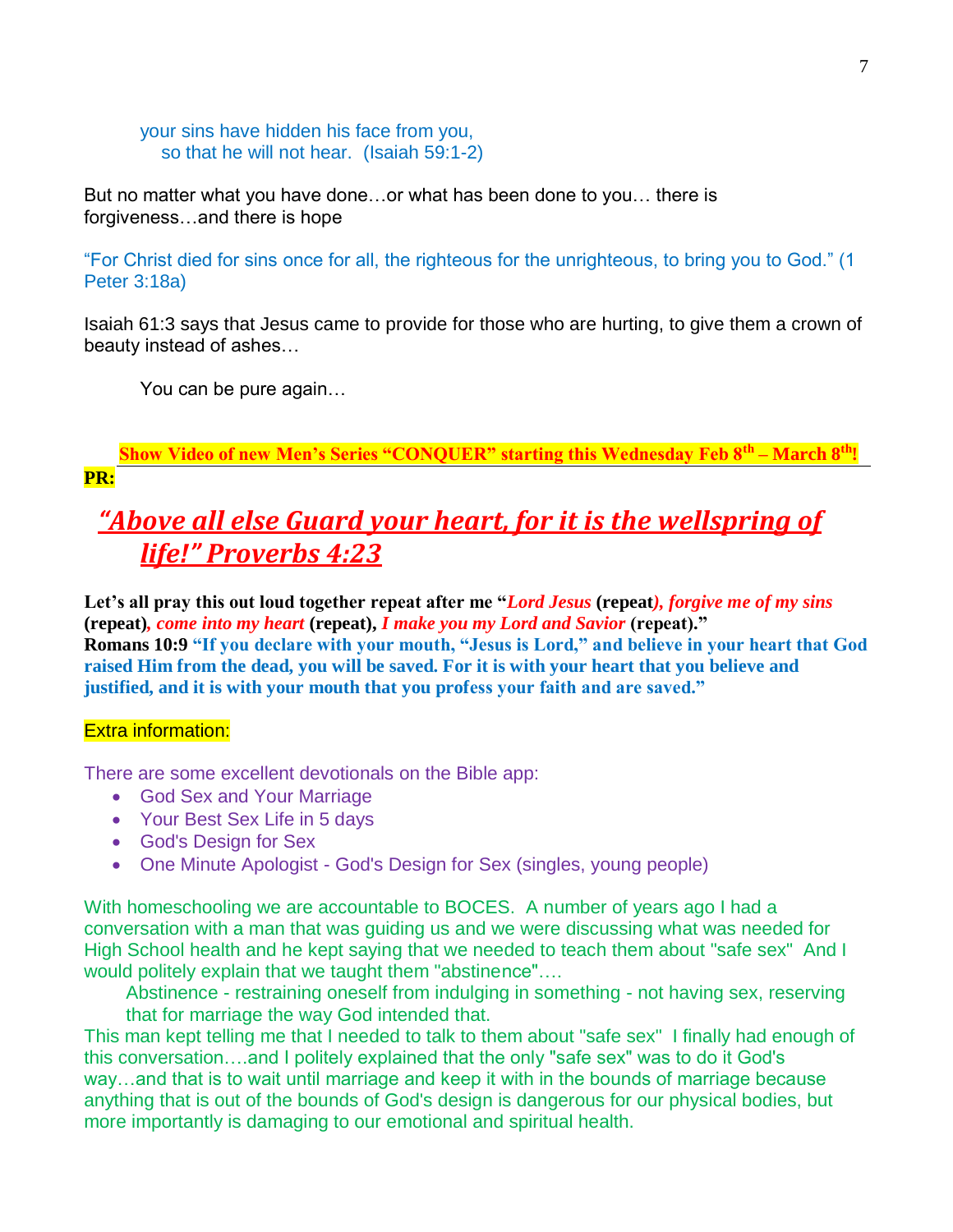your sins have hidden his face from you,
so that he will not hear. (Isaiah 59:1-2)

But no matter what you have done…or what has been done to you… there is forgiveness…and there is hope

"For Christ died for sins once for all, the righteous for the unrighteous, to bring you to God." (1 Peter 3:18a)

Isaiah 61:3 says that Jesus came to provide for those who are hurting, to give them a crown of beauty instead of ashes…

You can be pure again…

**Show Video of new Men's Series "CONQUER" starting this Wednesday Feb 8th – March 8th!**

**PR:**

## ***"Above all else Guard your heart, for it is the wellspring of life!" Proverbs 4:23***

**Let's all pray this out loud together repeat after me "*Lord Jesus* (repeat)*, forgive me of my sins* (repeat)*, come into my heart* (repeat), *I make you my Lord and Savior* (repeat)."**
**Romans 10:9 "If you declare with your mouth, "Jesus is Lord," and believe in your heart that God raised Him from the dead, you will be saved. For it is with your heart that you believe and justified, and it is with your mouth that you profess your faith and are saved."**

Extra information:

There are some excellent devotionals on the Bible app:

- God Sex and Your Marriage
- Your Best Sex Life in 5 days
- God's Design for Sex
- One Minute Apologist - God's Design for Sex (singles, young people)

With homeschooling we are accountable to BOCES. A number of years ago I had a conversation with a man that was guiding us and we were discussing what was needed for High School health and he kept saying that we needed to teach them about "safe sex" And I would politely explain that we taught them "abstinence"….

Abstinence - restraining oneself from indulging in something - not having sex, reserving that for marriage the way God intended that.

This man kept telling me that I needed to talk to them about "safe sex" I finally had enough of this conversation….and I politely explained that the only "safe sex" was to do it God's way…and that is to wait until marriage and keep it with in the bounds of marriage because anything that is out of the bounds of God's design is dangerous for our physical bodies, but more importantly is damaging to our emotional and spiritual health.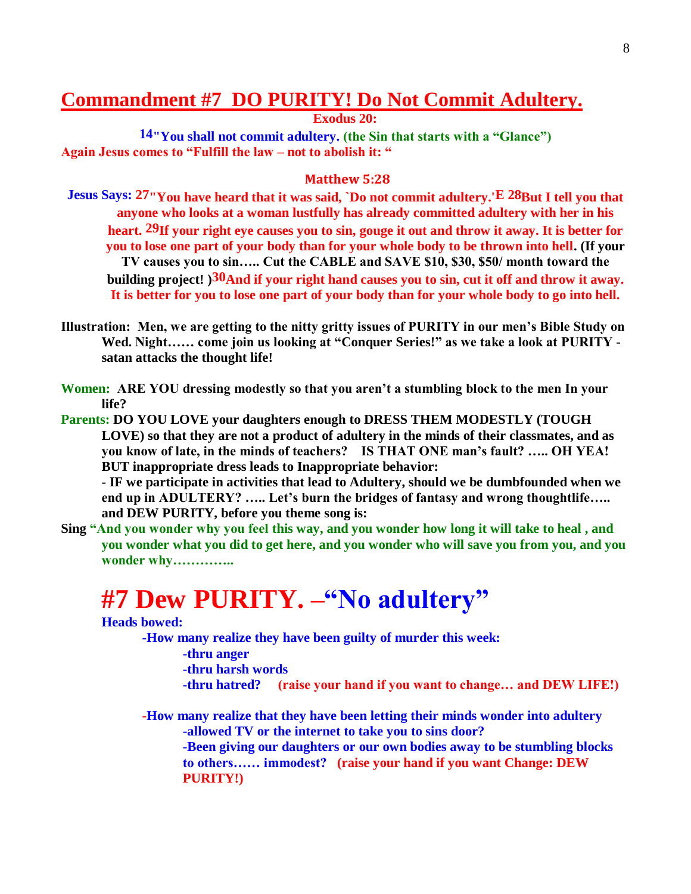# Commandment #7 DO PURITY! Do Not Commit Adultery.

**Exodus 20:**

**14"You shall not commit adultery. (the Sin that starts with a "Glance")**

**Again Jesus comes to "Fulfill the law – not to abolish it: "**

**Matthew 5:28**

**Jesus Says: 27"You have heard that it was said, `Do not commit adultery.'E 28But I tell you that anyone who looks at a woman lustfully has already committed adultery with her in his heart. 29If your right eye causes you to sin, gouge it out and throw it away. It is better for you to lose one part of your body than for your whole body to be thrown into hell. (If your TV causes you to sin….. Cut the CABLE and SAVE $10, $30, $50/ month toward the building project! )30And if your right hand causes you to sin, cut it off and throw it away. It is better for you to lose one part of your body than for your whole body to go into hell.**

**Illustration: Men, we are getting to the nitty gritty issues of PURITY in our men's Bible Study on Wed. Night…… come join us looking at "Conquer Series!" as we take a look at PURITY - satan attacks the thought life!**

**Women: ARE YOU dressing modestly so that you aren't a stumbling block to the men In your life?**

**Parents: DO YOU LOVE your daughters enough to DRESS THEM MODESTLY (TOUGH LOVE) so that they are not a product of adultery in the minds of their classmates, and as you know of late, in the minds of teachers? IS THAT ONE man's fault? ….. OH YEA! BUT inappropriate dress leads to Inappropriate behavior:**

**- IF we participate in activities that lead to Adultery, should we be dumbfounded when we end up in ADULTERY? ….. Let's burn the bridges of fantasy and wrong thoughtlife….. and DEW PURITY, before you theme song is:**

**Sing "And you wonder why you feel this way, and you wonder how long it will take to heal , and you wonder what you did to get here, and you wonder who will save you from you, and you wonder why…………..**

# #7 Dew PURITY. –"No adultery"

**Heads bowed:**

**-How many realize they have been guilty of murder this week:**

- **-thru anger**
- **-thru harsh words**
- **-thru hatred? (raise your hand if you want to change… and DEW LIFE!)**

**-How many realize that they have been letting their minds wonder into adultery**

- **-allowed TV or the internet to take you to sins door?**
- **-Been giving our daughters or our own bodies away to be stumbling blocks to others…… immodest? (raise your hand if you want Change: DEW PURITY!)**